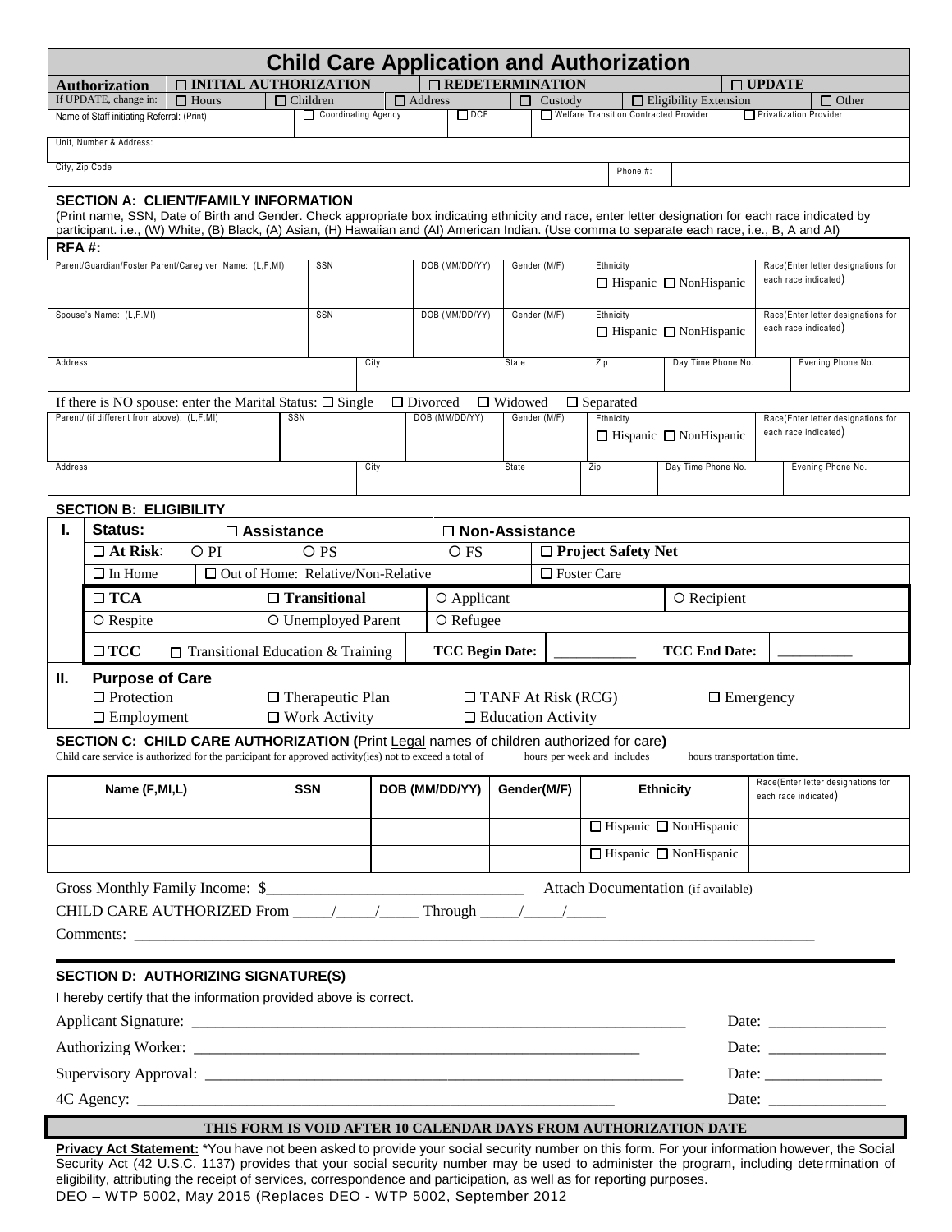# Child Care Application and Authorization

| **Authorization** | ☐ INITIAL AUTHORIZATION | | ☐ REDETERMINATION | | | ☐ UPDATE | |
|---|---|---|---|---|---|---|---|
| If UPDATE, change in: | ☐ Hours | ☐ Children | ☐ Address | ☐ Custody | ☐ Eligibility Extension | | ☐ Other |
| Name of Staff initiating Referral: (Print) | | ☐ Coordinating Agency | ☐ DCF | ☐ Welfare Transition Contracted Provider | | ☐ Privatization Provider | |
| Unit, Number & Address: | | | | | | | |
| City, Zip Code | | | | | Phone #: | | |

### SECTION A: CLIENT/FAMILY INFORMATION

(Print name, SSN, Date of Birth and Gender. Check appropriate box indicating ethnicity and race, enter letter designation for each race indicated by participant. i.e., (W) White, (B) Black, (A) Asian, (H) Hawaiian and (AI) American Indian. (Use comma to separate each race, i.e., B, A and AI)

**RFA #:**

| Parent/Guardian/Foster Parent/Caregiver Name: (L,F,MI) | SSN | DOB (MM/DD/YY) | Gender (M/F) | Ethnicity ☐ Hispanic ☐ NonHispanic | Race(Enter letter designations for each race indicated) |
|---|---|---|---|---|---|
| Spouse's Name: (L,F.MI) | SSN | DOB (MM/DD/YY) | Gender (M/F) | Ethnicity ☐ Hispanic ☐ NonHispanic | Race(Enter letter designations for each race indicated) |

| Address | City | State | Zip | Day Time Phone No. | Evening Phone No. |
|---|---|---|---|---|---|
| | | | | | |

If there is NO spouse: enter the Marital Status: ☐ Single ☐ Divorced ☐ Widowed ☐ Separated

| Parent/ (if different from above): (L,F,MI) | SSN | DOB (MM/DD/YY) | Gender (M/F) | Ethnicity ☐ Hispanic ☐ NonHispanic | Race(Enter letter designations for each race indicated) |
|---|---|---|---|---|---|

| Address | City | State | Zip | Day Time Phone No. | Evening Phone No. |
|---|---|---|---|---|---|
| | | | | | |

### SECTION B: ELIGIBILITY

**I. Status:** ☐ **Assistance** ☐ **Non-Assistance**

| | | | |
|---|---|---|---|
| ☐ **At Risk**: ○ PI | ○ PS | ○ FS | ☐ **Project Safety Net** |
| ☐ In Home | ☐ Out of Home: Relative/Non-Relative | | ☐ Foster Care |
| ☐ **TCA** | ☐ **Transitional** | ○ Applicant | ○ Recipient |
| ○ Respite | ○ Unemployed Parent | ○ Refugee | |
| ☐ **TCC** ☐ Transitional Education & Training | | **TCC Begin Date:** ___________ | **TCC End Date:** __________ |

**II. Purpose of Care**

| | | | |
|---|---|---|---|
| ☐ Protection | ☐ Therapeutic Plan | ☐ TANF At Risk (RCG) | ☐ Emergency |
| ☐ Employment | ☐ Work Activity | ☐ Education Activity | |

### SECTION C: CHILD CARE AUTHORIZATION (Print Legal names of children authorized for care)

Child care service is authorized for the participant for approved activity(ies) not to exceed a total of ______ hours per week and includes ______ hours transportation time.

| Name (F,MI,L) | SSN | DOB (MM/DD/YY) | Gender(M/F) | Ethnicity | Race(Enter letter designations for each race indicated) |
|---|---|---|---|---|---|
| | | | | ☐ Hispanic ☐ NonHispanic | |
| | | | | ☐ Hispanic ☐ NonHispanic | |

Gross Monthly Family Income: $________________________________ Attach Documentation (if available)

CHILD CARE AUTHORIZED From _____/_____/_____ Through _____/_____/_____

Comments: ________________________________________________________________________________________

### SECTION D: AUTHORIZING SIGNATURE(S)

I hereby certify that the information provided above is correct.

Applicant Signature: ______________________________________________________________ Date: _______________

Authorizing Worker: ____________________________________________________________ Date: _______________

Supervisory Approval: ______________________________________________________________ Date: _______________

4C Agency: ____________________________________________________________ Date: _______________

**THIS FORM IS VOID AFTER 10 CALENDAR DAYS FROM AUTHORIZATION DATE**

**Privacy Act Statement:** *You have not been asked to provide your social security number on this form. For your information however, the Social Security Act (42 U.S.C. 1137) provides that your social security number may be used to administer the program, including determination of eligibility, attributing the receipt of services, correspondence and participation, as well as for reporting purposes.

DEO – WTP 5002, May 2015 (Replaces DEO - WTP 5002, September 2012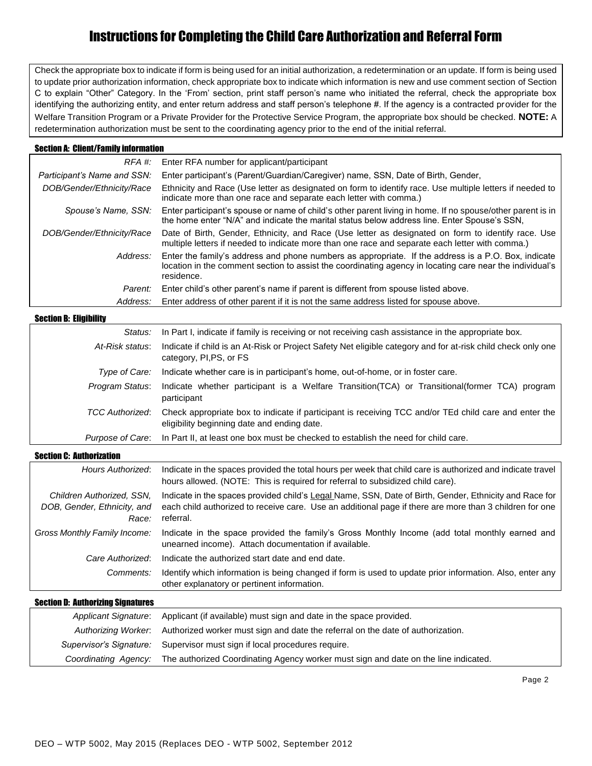# Instructions for Completing the Child Care Authorization and Referral Form

Check the appropriate box to indicate if form is being used for an initial authorization, a redetermination or an update. If form is being used to update prior authorization information, check appropriate box to indicate which information is new and use comment section of Section C to explain "Other" Category. In the 'From' section, print staff person's name who initiated the referral, check the appropriate box identifying the authorizing entity, and enter return address and staff person's telephone #. If the agency is a contracted provider for the Welfare Transition Program or a Private Provider for the Protective Service Program, the appropriate box should be checked. **NOTE:** A redetermination authorization must be sent to the coordinating agency prior to the end of the initial referral.

## Section A: Client/Family information

| | |
|---|---|
| *RFA #:* | Enter RFA number for applicant/participant |
| *Participant's Name and SSN:* | Enter participant's (Parent/Guardian/Caregiver) name, SSN, Date of Birth, Gender, |
| *DOB/Gender/Ethnicity/Race* | Ethnicity and Race (Use letter as designated on form to identify race. Use multiple letters if needed to indicate more than one race and separate each letter with comma.) |
| *Spouse's Name, SSN:* | Enter participant's spouse or name of child's other parent living in home. If no spouse/other parent is in the home enter "N/A" and indicate the marital status below address line. Enter Spouse's SSN, |
| *DOB/Gender/Ethnicity/Race* | Date of Birth, Gender, Ethnicity, and Race (Use letter as designated on form to identify race. Use multiple letters if needed to indicate more than one race and separate each letter with comma.) |
| *Address:* | Enter the family's address and phone numbers as appropriate. If the address is a P.O. Box, indicate location in the comment section to assist the coordinating agency in locating care near the individual's residence. |
| *Parent:* | Enter child's other parent's name if parent is different from spouse listed above. |
| *Address:* | Enter address of other parent if it is not the same address listed for spouse above. |

## Section B: Eligibility

| | |
|---|---|
| *Status:* | In Part I, indicate if family is receiving or not receiving cash assistance in the appropriate box. |
| *At-Risk status*: | Indicate if child is an At-Risk or Project Safety Net eligible category and for at-risk child check only one category, PI,PS, or FS |
| *Type of Care:* | Indicate whether care is in participant's home, out-of-home, or in foster care. |
| *Program Status*: | Indicate whether participant is a Welfare Transition(TCA) or Transitional(former TCA) program participant |
| *TCC Authorized*: | Check appropriate box to indicate if participant is receiving TCC and/or TEd child care and enter the eligibility beginning date and ending date. |
| *Purpose of Care*: | In Part II, at least one box must be checked to establish the need for child care. |

## Section C: Authorization

| | |
|---|---|
| *Hours Authorized*: | Indicate in the spaces provided the total hours per week that child care is authorized and indicate travel hours allowed. (NOTE: This is required for referral to subsidized child care). |
| *Children Authorized, SSN, DOB, Gender, Ethnicity, and Race:* | Indicate in the spaces provided child's Legal Name, SSN, Date of Birth, Gender, Ethnicity and Race for each child authorized to receive care. Use an additional page if there are more than 3 children for one referral. |
| *Gross Monthly Family Income:* | Indicate in the space provided the family's Gross Monthly Income (add total monthly earned and unearned income). Attach documentation if available. |
| *Care Authorized*: | Indicate the authorized start date and end date. |
| *Comments:* | Identify which information is being changed if form is used to update prior information. Also, enter any other explanatory or pertinent information. |

## Section D: Authorizing Signatures

| | |
|---|---|
| *Applicant Signature*: | Applicant (if available) must sign and date in the space provided. |
| *Authorizing Worker*: | Authorized worker must sign and date the referral on the date of authorization. |
| *Supervisor's Signature:* | Supervisor must sign if local procedures require. |
| *Coordinating Agency:* | The authorized Coordinating Agency worker must sign and date on the line indicated. |

DEO – WTP 5002, May 2015 (Replaces DEO - WTP 5002, September 2012